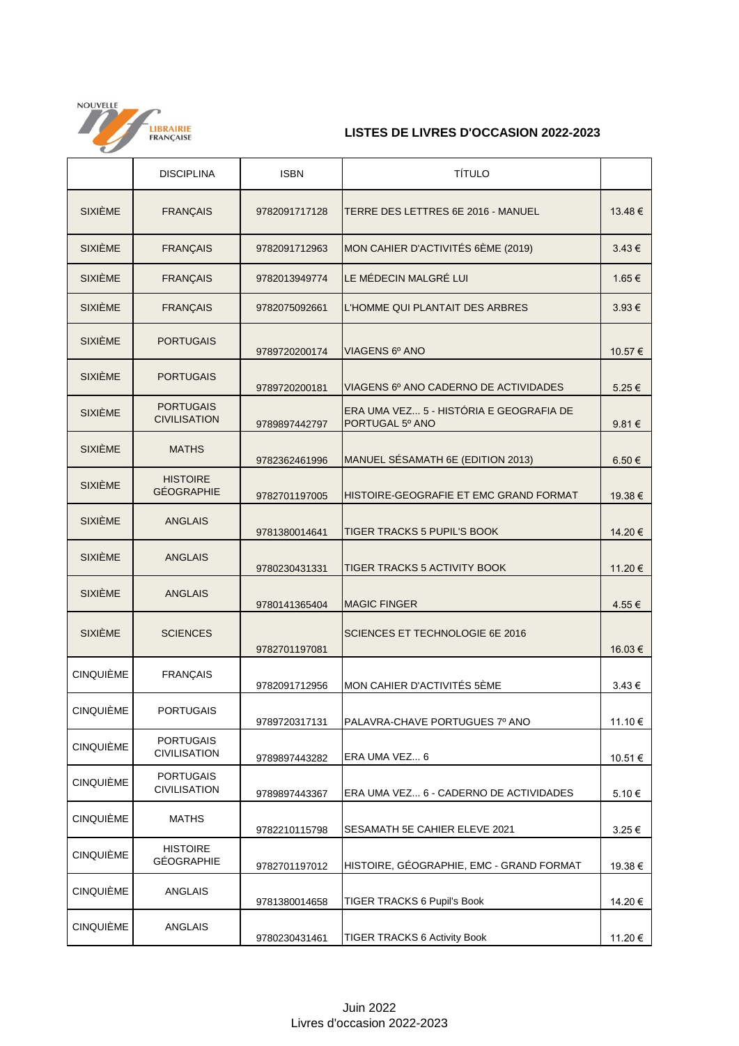NOUVELLE LIBRAIRIE FRANÇAISE

## LISTES DE LIVRES D'OCCASION 2022-2023

| | DISCIPLINA | ISBN | TÍTULO | |
|---|---|---|---|---|
| SIXIÈME | FRANÇAIS | 9782091717128 | TERRE DES LETTRES 6E 2016 - MANUEL | 13.48 € |
| SIXIÈME | FRANÇAIS | 9782091712963 | MON CAHIER D'ACTIVITÉS 6ÈME (2019) | 3.43 € |
| SIXIÈME | FRANÇAIS | 9782013949774 | LE MÉDECIN MALGRÉ LUI | 1.65 € |
| SIXIÈME | FRANÇAIS | 9782075092661 | L'HOMME QUI PLANTAIT DES ARBRES | 3.93 € |
| SIXIÈME | PORTUGAIS | 9789720200174 | VIAGENS 6º ANO | 10.57 € |
| SIXIÈME | PORTUGAIS | 9789720200181 | VIAGENS 6º ANO CADERNO DE ACTIVIDADES | 5.25 € |
| SIXIÈME | PORTUGAIS CIVILISATION | 9789897442797 | ERA UMA VEZ... 5 - HISTÓRIA E GEOGRAFIA DE PORTUGAL 5º ANO | 9.81 € |
| SIXIÈME | MATHS | 9782362461996 | MANUEL SÉSAMATH 6E (EDITION 2013) | 6.50 € |
| SIXIÈME | HISTOIRE GÉOGRAPHIE | 9782701197005 | HISTOIRE-GEOGRAFIE ET EMC GRAND FORMAT | 19.38 € |
| SIXIÈME | ANGLAIS | 9781380014641 | TIGER TRACKS 5 PUPIL'S BOOK | 14.20 € |
| SIXIÈME | ANGLAIS | 9780230431331 | TIGER TRACKS 5 ACTIVITY BOOK | 11.20 € |
| SIXIÈME | ANGLAIS | 9780141365404 | MAGIC FINGER | 4.55 € |
| SIXIÈME | SCIENCES | 9782701197081 | SCIENCES ET TECHNOLOGIE 6E 2016 | 16.03 € |
| CINQUIÈME | FRANÇAIS | 9782091712956 | MON CAHIER D'ACTIVITÉS 5ÈME | 3.43 € |
| CINQUIÈME | PORTUGAIS | 9789720317131 | PALAVRA-CHAVE PORTUGUES 7º ANO | 11.10 € |
| CINQUIÈME | PORTUGAIS CIVILISATION | 9789897443282 | ERA UMA VEZ... 6 | 10.51 € |
| CINQUIÈME | PORTUGAIS CIVILISATION | 9789897443367 | ERA UMA VEZ... 6 - CADERNO DE ACTIVIDADES | 5.10 € |
| CINQUIÈME | MATHS | 9782210115798 | SESAMATH 5E CAHIER ELEVE 2021 | 3.25 € |
| CINQUIÈME | HISTOIRE GÉOGRAPHIE | 9782701197012 | HISTOIRE, GÉOGRAPHIE, EMC - GRAND FORMAT | 19.38 € |
| CINQUIÈME | ANGLAIS | 9781380014658 | TIGER TRACKS 6 Pupil's Book | 14.20 € |
| CINQUIÈME | ANGLAIS | 9780230431461 | TIGER TRACKS 6 Activity Book | 11.20 € |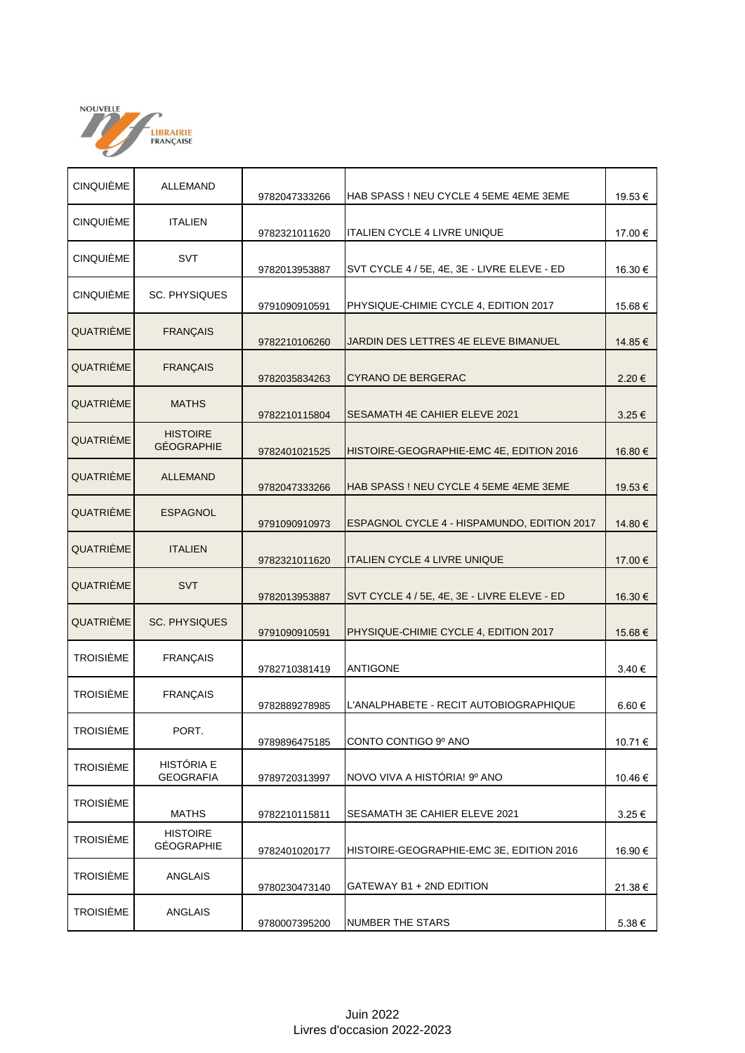NOUVELLE LIBRAIRIE FRANÇAISE

| | | | | |
|---|---|---|---|---|
| CINQUIÈME | ALLEMAND | 9782047333266 | HAB SPASS ! NEU CYCLE 4 5EME 4EME 3EME | 19.53 € |
| CINQUIÈME | ITALIEN | 9782321011620 | ITALIEN CYCLE 4 LIVRE UNIQUE | 17.00 € |
| CINQUIÈME | SVT | 9782013953887 | SVT CYCLE 4 / 5E, 4E, 3E - LIVRE ELEVE - ED | 16.30 € |
| CINQUIÈME | SC. PHYSIQUES | 9791090910591 | PHYSIQUE-CHIMIE CYCLE 4, EDITION 2017 | 15.68 € |
| QUATRIÈME | FRANÇAIS | 9782210106260 | JARDIN DES LETTRES 4E ELEVE BIMANUEL | 14.85 € |
| QUATRIÈME | FRANÇAIS | 9782035834263 | CYRANO DE BERGERAC | 2.20 € |
| QUATRIÈME | MATHS | 9782210115804 | SESAMATH 4E CAHIER ELEVE 2021 | 3.25 € |
| QUATRIÈME | HISTOIRE GÉOGRAPHIE | 9782401021525 | HISTOIRE-GEOGRAPHIE-EMC 4E, EDITION 2016 | 16.80 € |
| QUATRIÈME | ALLEMAND | 9782047333266 | HAB SPASS ! NEU CYCLE 4 5EME 4EME 3EME | 19.53 € |
| QUATRIÈME | ESPAGNOL | 9791090910973 | ESPAGNOL CYCLE 4 - HISPAMUNDO, EDITION 2017 | 14.80 € |
| QUATRIÈME | ITALIEN | 9782321011620 | ITALIEN CYCLE 4 LIVRE UNIQUE | 17.00 € |
| QUATRIÈME | SVT | 9782013953887 | SVT CYCLE 4 / 5E, 4E, 3E - LIVRE ELEVE - ED | 16.30 € |
| QUATRIÈME | SC. PHYSIQUES | 9791090910591 | PHYSIQUE-CHIMIE CYCLE 4, EDITION 2017 | 15.68 € |
| TROISIÈME | FRANÇAIS | 9782710381419 | ANTIGONE | 3.40 € |
| TROISIÈME | FRANÇAIS | 9782889278985 | L'ANALPHABETE - RECIT AUTOBIOGRAPHIQUE | 6.60 € |
| TROISIÈME | PORT. | 9789896475185 | CONTO CONTIGO 9º ANO | 10.71 € |
| TROISIÈME | HISTÓRIA E GEOGRAFIA | 9789720313997 | NOVO VIVA A HISTÓRIA! 9º ANO | 10.46 € |
| TROISIÈME | MATHS | 9782210115811 | SESAMATH 3E CAHIER ELEVE 2021 | 3.25 € |
| TROISIÈME | HISTOIRE GÉOGRAPHIE | 9782401020177 | HISTOIRE-GEOGRAPHIE-EMC 3E, EDITION 2016 | 16.90 € |
| TROISIÈME | ANGLAIS | 9780230473140 | GATEWAY B1 + 2ND EDITION | 21.38 € |
| TROISIÈME | ANGLAIS | 9780007395200 | NUMBER THE STARS | 5.38 € |

Juin 2022
Livres d'occasion 2022-2023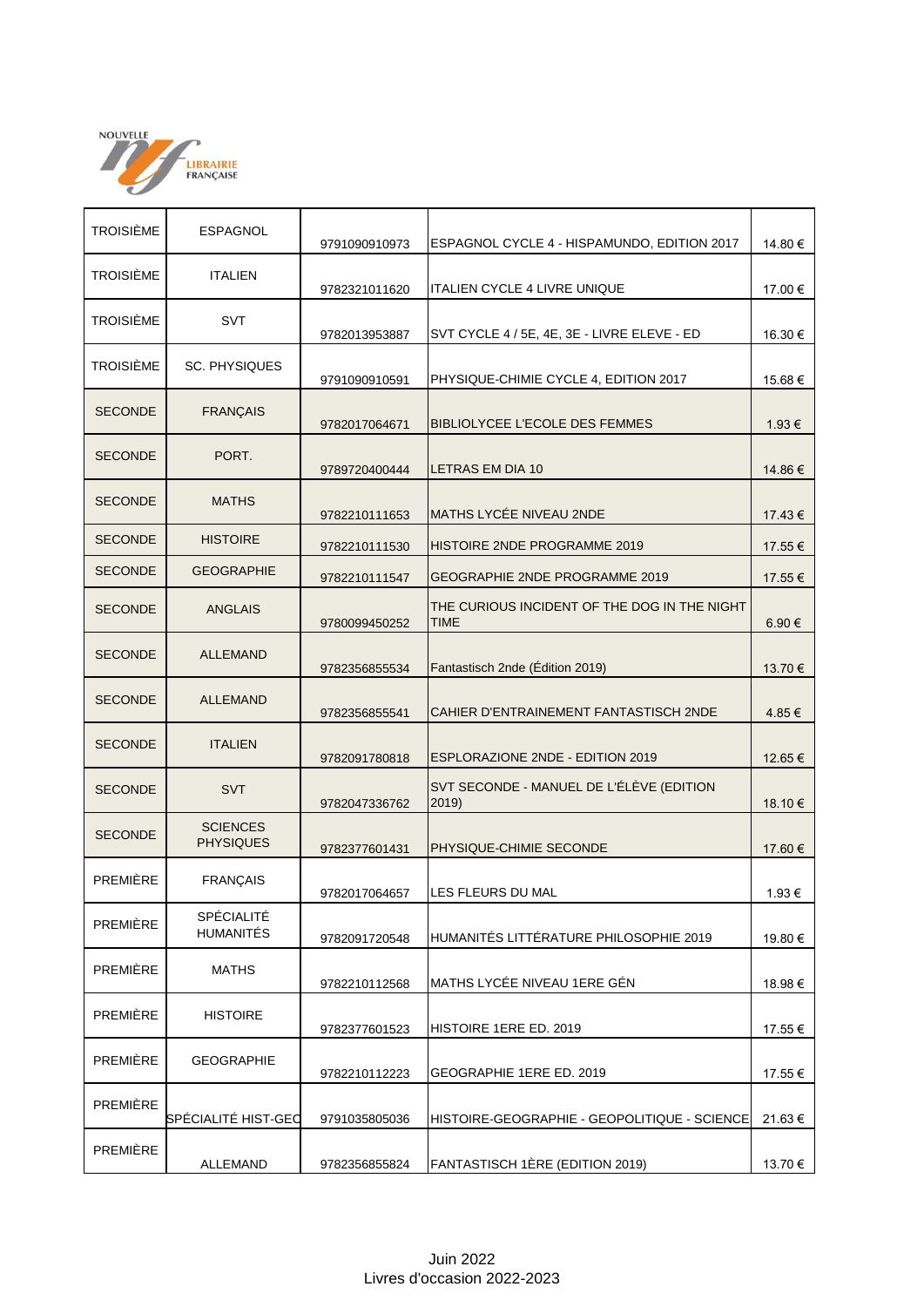NOUVELLE LIBRAIRIE FRANÇAISE

| | | | | |
|---|---|---|---|---|
| TROISIÈME | ESPAGNOL | 9791090910973 | ESPAGNOL CYCLE 4 - HISPAMUNDO, EDITION 2017 | 14.80 € |
| TROISIÈME | ITALIEN | 9782321011620 | ITALIEN CYCLE 4 LIVRE UNIQUE | 17.00 € |
| TROISIÈME | SVT | 9782013953887 | SVT CYCLE 4 / 5E, 4E, 3E - LIVRE ELEVE - ED | 16.30 € |
| TROISIÈME | SC. PHYSIQUES | 9791090910591 | PHYSIQUE-CHIMIE CYCLE 4, EDITION 2017 | 15.68 € |
| SECONDE | FRANÇAIS | 9782017064671 | BIBLIOLYCEE L'ECOLE DES FEMMES | 1.93 € |
| SECONDE | PORT. | 9789720400444 | LETRAS EM DIA 10 | 14.86 € |
| SECONDE | MATHS | 9782210111653 | MATHS LYCÉE NIVEAU 2NDE | 17.43 € |
| SECONDE | HISTOIRE | 9782210111530 | HISTOIRE 2NDE PROGRAMME 2019 | 17.55 € |
| SECONDE | GEOGRAPHIE | 9782210111547 | GEOGRAPHIE 2NDE PROGRAMME 2019 | 17.55 € |
| SECONDE | ANGLAIS | 9780099450252 | THE CURIOUS INCIDENT OF THE DOG IN THE NIGHT TIME | 6.90 € |
| SECONDE | ALLEMAND | 9782356855534 | Fantastisch 2nde (Édition 2019) | 13.70 € |
| SECONDE | ALLEMAND | 9782356855541 | CAHIER D'ENTRAINEMENT FANTASTISCH 2NDE | 4.85 € |
| SECONDE | ITALIEN | 9782091780818 | ESPLORAZIONE 2NDE - EDITION 2019 | 12.65 € |
| SECONDE | SVT | 9782047336762 | SVT SECONDE - MANUEL DE L'ÉLÈVE (EDITION 2019) | 18.10 € |
| SECONDE | SCIENCES PHYSIQUES | 9782377601431 | PHYSIQUE-CHIMIE SECONDE | 17.60 € |
| PREMIÈRE | FRANÇAIS | 9782017064657 | LES FLEURS DU MAL | 1.93 € |
| PREMIÈRE | SPÉCIALITÉ HUMANITÉS | 9782091720548 | HUMANITÉS LITTÉRATURE PHILOSOPHIE 2019 | 19.80 € |
| PREMIÈRE | MATHS | 9782210112568 | MATHS LYCÉE NIVEAU 1ERE GÉN | 18.98 € |
| PREMIÈRE | HISTOIRE | 9782377601523 | HISTOIRE 1ERE ED. 2019 | 17.55 € |
| PREMIÈRE | GEOGRAPHIE | 9782210112223 | GEOGRAPHIE 1ERE ED. 2019 | 17.55 € |
| PREMIÈRE | SPÉCIALITÉ HIST-GEO | 9791035805036 | HISTOIRE-GEOGRAPHIE - GEOPOLITIQUE - SCIENCE | 21.63 € |
| PREMIÈRE | ALLEMAND | 9782356855824 | FANTASTISCH 1ÈRE (EDITION 2019) | 13.70 € |

Juin 2022
Livres d'occasion 2022-2023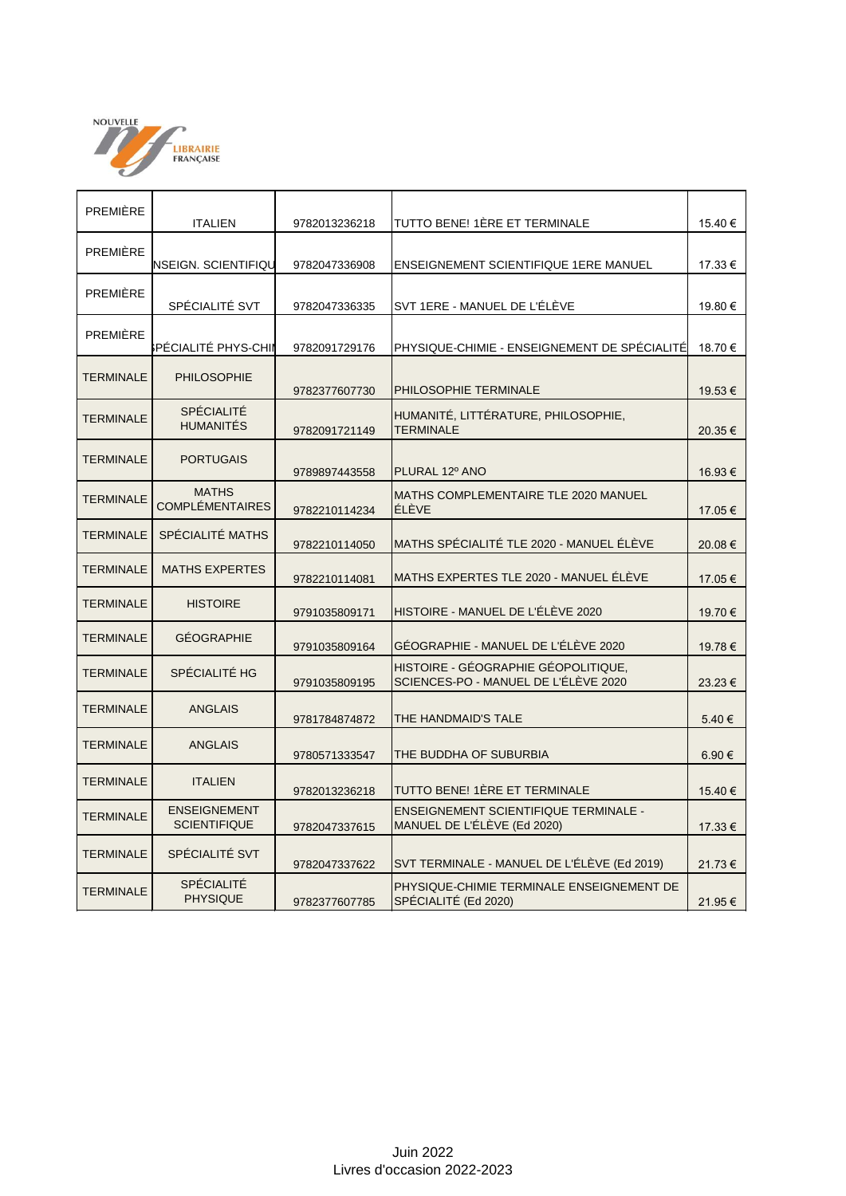| | | | | |
|---|---|---|---|---|
| PREMIÈRE | ITALIEN | 9782013236218 | TUTTO BENE! 1ÈRE ET TERMINALE | 15.40 € |
| PREMIÈRE | NSEIGN. SCIENTIFIQU | 9782047336908 | ENSEIGNEMENT SCIENTIFIQUE 1ERE MANUEL | 17.33 € |
| PREMIÈRE | SPÉCIALITÉ SVT | 9782047336335 | SVT 1ERE - MANUEL DE L'ÉLÈVE | 19.80 € |
| PREMIÈRE | PÉCIALITÉ PHYS-CHI | 9782091729176 | PHYSIQUE-CHIMIE - ENSEIGNEMENT DE SPÉCIALITÉ | 18.70 € |
| TERMINALE | PHILOSOPHIE | 9782377607730 | PHILOSOPHIE TERMINALE | 19.53 € |
| TERMINALE | SPÉCIALITÉ HUMANITÉS | 9782091721149 | HUMANITÉ, LITTÉRATURE, PHILOSOPHIE, TERMINALE | 20.35 € |
| TERMINALE | PORTUGAIS | 9789897443558 | PLURAL 12º ANO | 16.93 € |
| TERMINALE | MATHS COMPLÉMENTAIRES | 9782210114234 | MATHS COMPLEMENTAIRE TLE 2020 MANUEL ÉLÈVE | 17.05 € |
| TERMINALE | SPÉCIALITÉ MATHS | 9782210114050 | MATHS SPÉCIALITÉ TLE 2020 - MANUEL ÉLÈVE | 20.08 € |
| TERMINALE | MATHS EXPERTES | 9782210114081 | MATHS EXPERTES TLE 2020 - MANUEL ÉLÈVE | 17.05 € |
| TERMINALE | HISTOIRE | 9791035809171 | HISTOIRE - MANUEL DE L'ÉLÈVE 2020 | 19.70 € |
| TERMINALE | GÉOGRAPHIE | 9791035809164 | GÉOGRAPHIE - MANUEL DE L'ÉLÈVE 2020 | 19.78 € |
| TERMINALE | SPÉCIALITÉ HG | 9791035809195 | HISTOIRE - GÉOGRAPHIE GÉOPOLITIQUE, SCIENCES-PO - MANUEL DE L'ÉLÈVE 2020 | 23.23 € |
| TERMINALE | ANGLAIS | 9781784874872 | THE HANDMAID'S TALE | 5.40 € |
| TERMINALE | ANGLAIS | 9780571333547 | THE BUDDHA OF SUBURBIA | 6.90 € |
| TERMINALE | ITALIEN | 9782013236218 | TUTTO BENE! 1ÈRE ET TERMINALE | 15.40 € |
| TERMINALE | ENSEIGNEMENT SCIENTIFIQUE | 9782047337615 | ENSEIGNEMENT SCIENTIFIQUE TERMINALE - MANUEL DE L'ÉLÈVE (Ed 2020) | 17.33 € |
| TERMINALE | SPÉCIALITÉ SVT | 9782047337622 | SVT TERMINALE - MANUEL DE L'ÉLÈVE (Ed 2019) | 21.73 € |
| TERMINALE | SPÉCIALITÉ PHYSIQUE | 9782377607785 | PHYSIQUE-CHIMIE TERMINALE ENSEIGNEMENT DE SPÉCIALITÉ (Ed 2020) | 21.95 € |

Juin 2022
Livres d'occasion 2022-2023